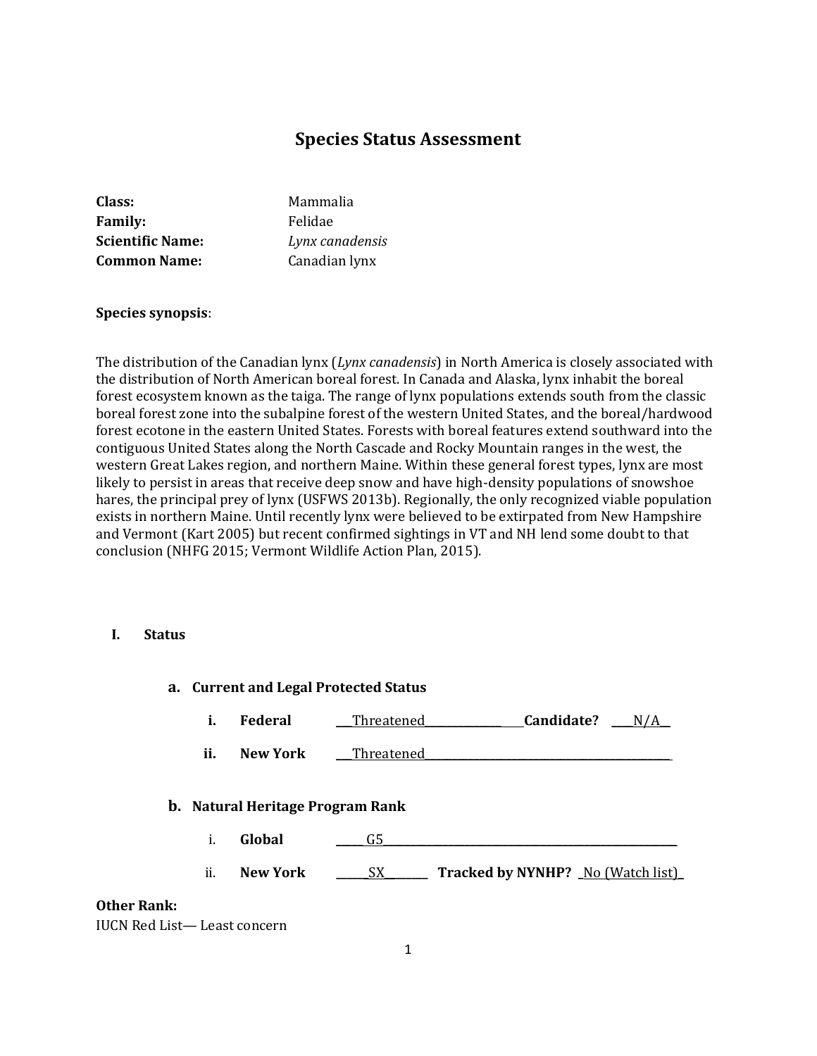# Species Status Assessment

**Class:** Mammalia
**Family:** Felidae
**Scientific Name:** *Lynx canadensis*
**Common Name:** Canadian lynx

**Species synopsis**:

The distribution of the Canadian lynx (*Lynx canadensis*) in North America is closely associated with the distribution of North American boreal forest. In Canada and Alaska, lynx inhabit the boreal forest ecosystem known as the taiga. The range of lynx populations extends south from the classic boreal forest zone into the subalpine forest of the western United States, and the boreal/hardwood forest ecotone in the eastern United States. Forests with boreal features extend southward into the contiguous United States along the North Cascade and Rocky Mountain ranges in the west, the western Great Lakes region, and northern Maine. Within these general forest types, lynx are most likely to persist in areas that receive deep snow and have high-density populations of snowshoe hares, the principal prey of lynx (USFWS 2013b). Regionally, the only recognized viable population exists in northern Maine. Until recently lynx were believed to be extirpated from New Hampshire and Vermont (Kart 2005) but recent confirmed sightings in VT and NH lend some doubt to that conclusion (NHFG 2015; Vermont Wildlife Action Plan, 2015).

## I. Status

### a. Current and Legal Protected Status

i. **Federal** ___Threatened_______________ **Candidate?** ____N/A__

ii. **New York** ___Threatened___________________________________________

### b. Natural Heritage Program Rank

i. **Global** _____G5_____________________________________________________

ii. **New York** ______SX________ **Tracked by NYNHP?** _No (Watch list)_

**Other Rank:**

IUCN Red List— Least concern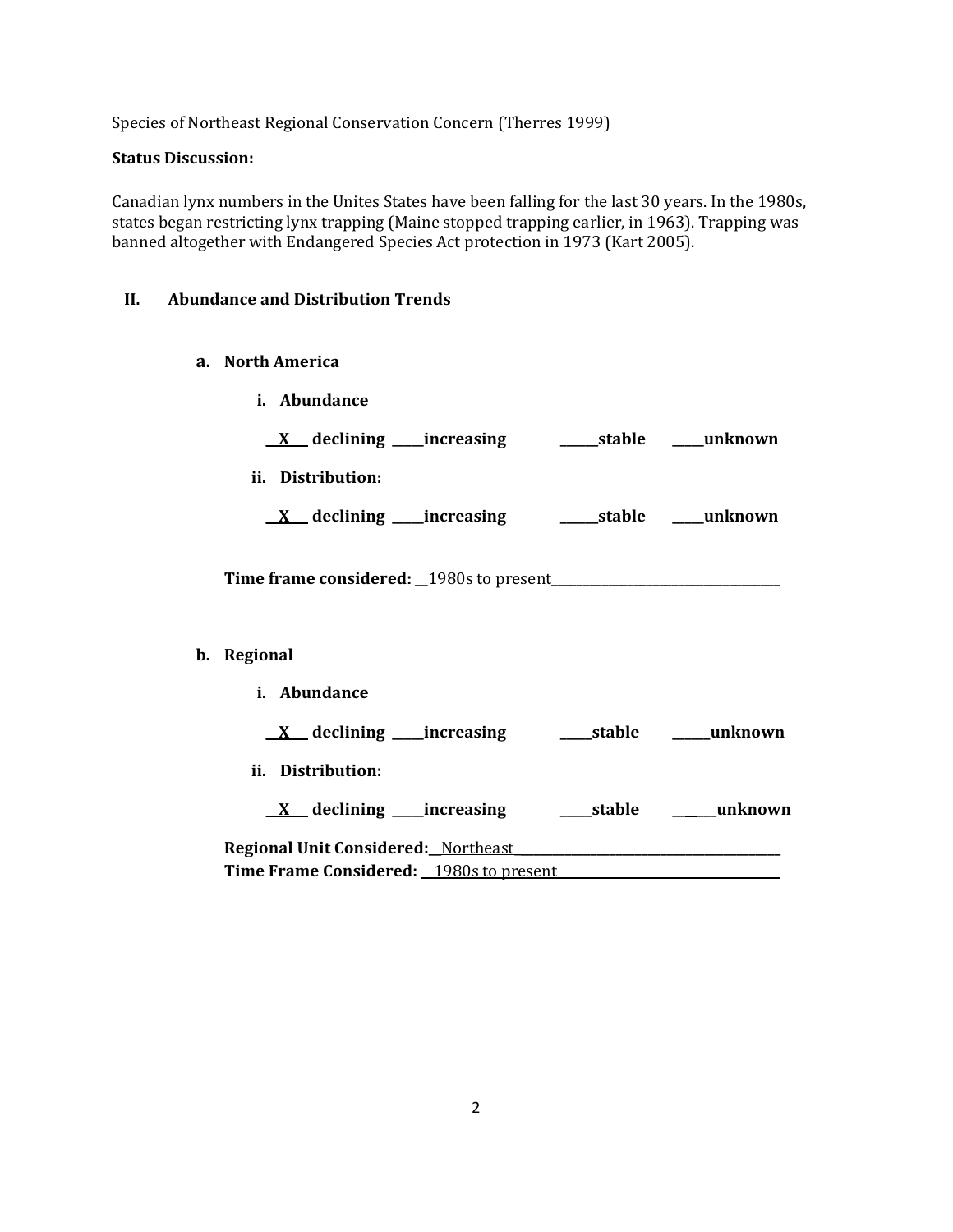Species of Northeast Regional Conservation Concern (Therres 1999)

**Status Discussion:**

Canadian lynx numbers in the Unites States have been falling for the last 30 years. In the 1980s, states began restricting lynx trapping (Maine stopped trapping earlier, in 1963). Trapping was banned altogether with Endangered Species Act protection in 1973 (Kart 2005).

## II. Abundance and Distribution Trends

### a. North America

**i. Abundance**

**\_\_X\_\_ declining \_\_\_\_\_increasing \_\_\_\_\_\_stable \_\_\_\_\_unknown**

**ii. Distribution:**

**\_\_X\_\_ declining \_\_\_\_\_increasing \_\_\_\_\_\_stable \_\_\_\_\_unknown**

**Time frame considered:** \_\_1980s to present\_\_\_\_\_\_\_\_\_\_\_\_\_\_\_\_\_\_\_\_\_\_\_\_\_\_\_\_\_\_\_\_\_\_\_\_

### b. Regional

**i. Abundance**

**\_\_X\_\_ declining \_\_\_\_\_increasing \_\_\_\_\_stable \_\_\_\_\_\_unknown**

**ii. Distribution:**

**\_\_X\_\_ declining \_\_\_\_\_increasing \_\_\_\_\_stable \_\_\_\_\_\_unknown**

**Regional Unit Considered:**\_\_Northeast\_\_\_\_\_\_\_\_\_\_\_\_\_\_\_\_\_\_\_\_\_\_\_\_\_\_\_\_\_\_\_\_\_\_\_\_\_\_\_\_\_\_
**Time Frame Considered:** \_\_1980s to present\_\_\_\_\_\_\_\_\_\_\_\_\_\_\_\_\_\_\_\_\_\_\_\_\_\_\_\_\_\_\_\_\_\_\_\_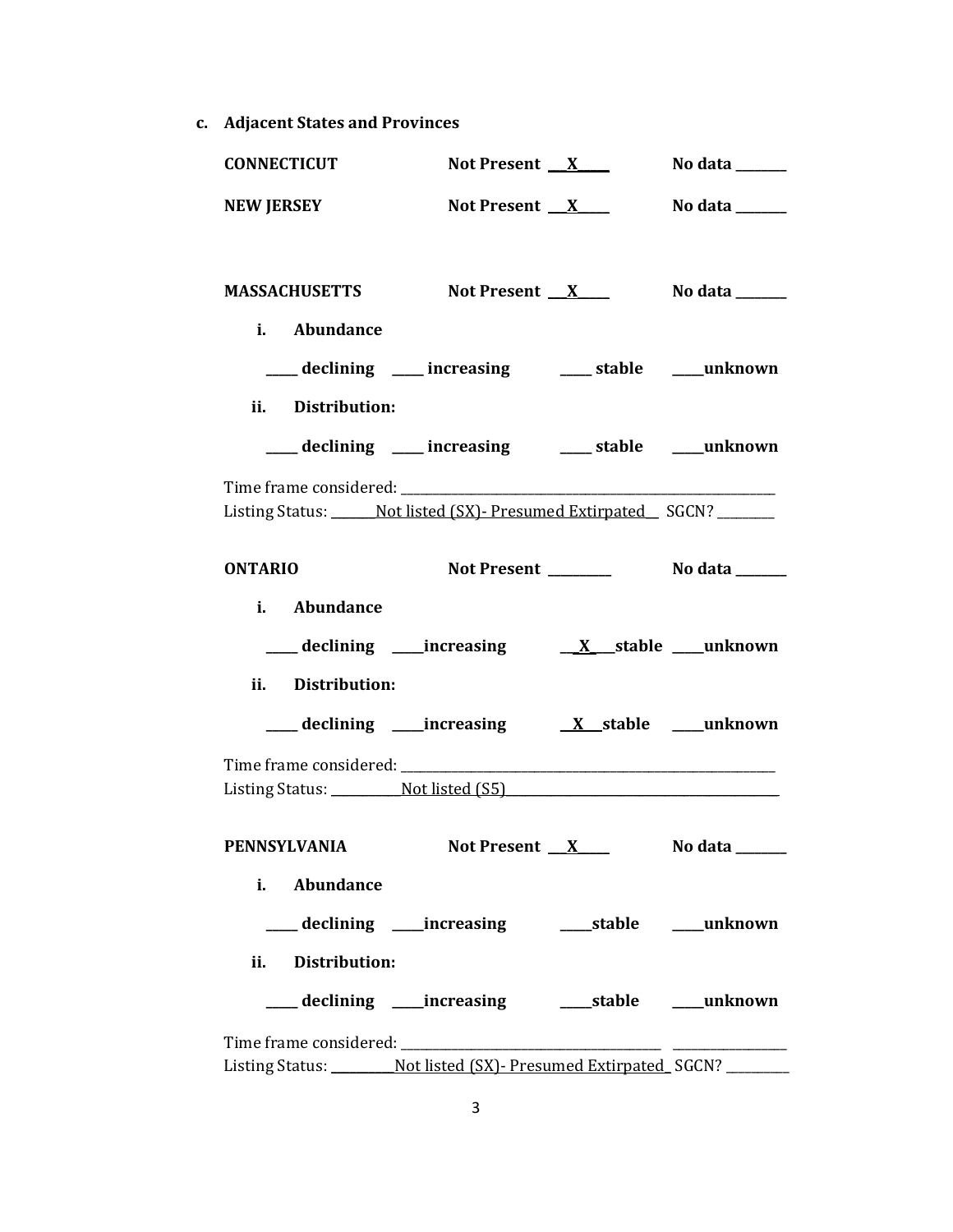**c. Adjacent States and Provinces**

**CONNECTICUT** **Not Present \_\_X\_\_\_\_** **No data \_\_\_\_\_\_\_**

**NEW JERSEY** **Not Present \_\_X\_\_\_\_** **No data \_\_\_\_\_\_\_**

**MASSACHUSETTS** **Not Present \_\_X\_\_\_\_** **No data \_\_\_\_\_\_\_**

**i. Abundance**

**\_\_\_\_ declining \_\_\_\_ increasing \_\_\_\_ stable \_\_\_\_unknown**

**ii. Distribution:**

**\_\_\_\_ declining \_\_\_\_ increasing \_\_\_\_ stable \_\_\_\_unknown**

Time frame considered: \_\_\_\_\_\_\_\_\_\_\_\_\_\_\_\_\_\_\_\_\_\_\_\_\_\_\_\_\_\_\_\_\_\_\_\_\_\_\_\_\_\_\_\_\_\_\_\_\_\_\_\_\_\_\_\_
Listing Status: \_\_\_\_\_\_Not listed (SX)- Presumed Extirpated\_\_ SGCN? \_\_\_\_\_\_\_\_

**ONTARIO** **Not Present \_\_\_\_\_\_\_\_\_** **No data \_\_\_\_\_\_\_**

**i. Abundance**

**\_\_\_\_ declining \_\_\_\_increasing \_\_X\_\_stable \_\_\_\_unknown**

**ii. Distribution:**

**\_\_\_\_ declining \_\_\_\_increasing \_X\_\_stable \_\_\_\_unknown**

Time frame considered: \_\_\_\_\_\_\_\_\_\_\_\_\_\_\_\_\_\_\_\_\_\_\_\_\_\_\_\_\_\_\_\_\_\_\_\_\_\_\_\_\_\_\_\_\_\_\_\_\_\_\_\_\_\_\_\_
Listing Status: \_\_\_\_\_\_\_\_\_\_Not listed (S5)\_\_\_\_\_\_\_\_\_\_\_\_\_\_\_\_\_\_\_\_\_\_\_\_\_\_\_\_\_\_\_\_\_\_\_\_\_\_\_\_

**PENNSYLVANIA** **Not Present \_\_X\_\_\_\_** **No data \_\_\_\_\_\_\_**

**i. Abundance**

**\_\_\_\_ declining \_\_\_\_increasing \_\_\_\_stable \_\_\_\_unknown**

**ii. Distribution:**

**\_\_\_\_ declining \_\_\_\_increasing \_\_\_\_stable \_\_\_\_unknown**

Time frame considered: \_\_\_\_\_\_\_\_\_\_\_\_\_\_\_\_\_\_\_\_\_\_\_\_\_\_\_\_\_\_\_\_\_\_\_\_\_\_\_\_\_\_\_\_\_\_\_\_\_\_\_\_\_\_\_\_
Listing Status: \_\_\_\_\_\_\_\_\_Not listed (SX)- Presumed Extirpated\_ SGCN? \_\_\_\_\_\_\_\_\_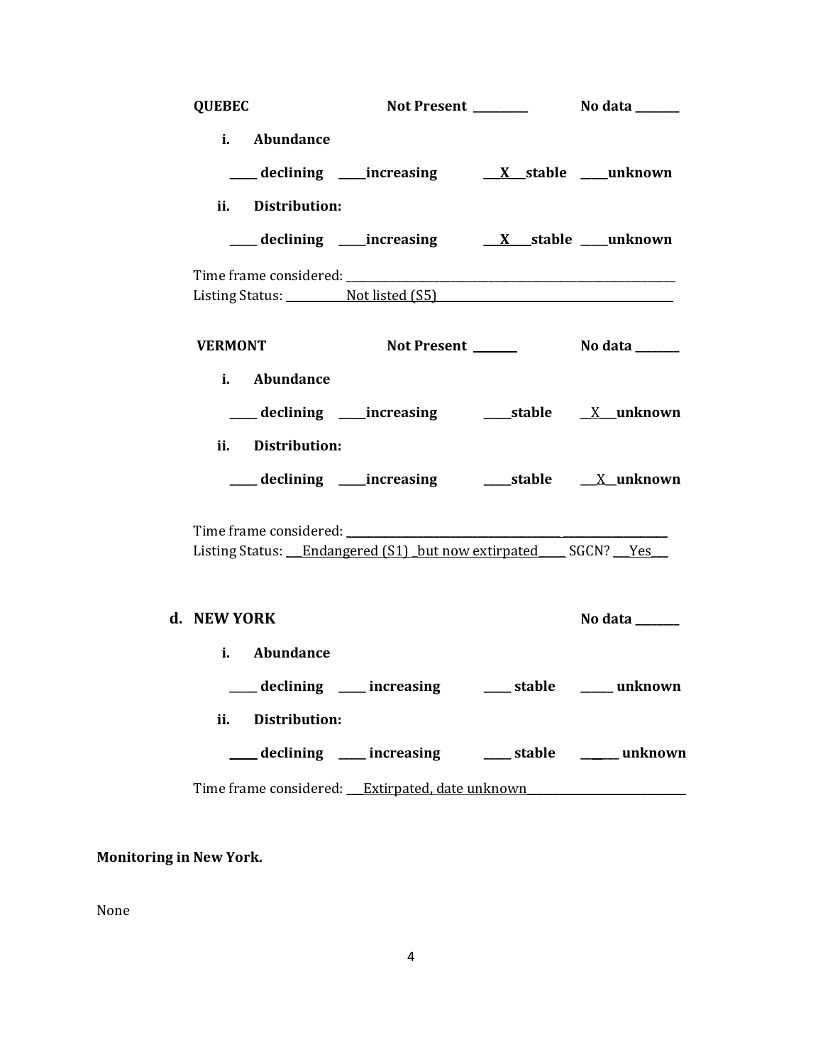**QUEBEC** **Not Present _________** **No data _______**

**i. Abundance**

**_____ declining _____increasing __X__stable _____unknown**

**ii. Distribution:**

**_____ declining _____increasing __X___stable _____unknown**

Time frame considered: ___________________________________________________________

Listing Status: ___________Not listed (S5)_________________________________________

**VERMONT** **Not Present _______** **No data _______**

**i. Abundance**

**_____ declining _____increasing _____stable __X__unknown**

**ii. Distribution:**

**_____ declining _____increasing _____stable __X__unknown**

Time frame considered: ___________________________________________________________

Listing Status: ___Endangered (S1) _but now extirpated_____ SGCN? ___Yes___

**d. NEW YORK** **No data _______**

**i. Abundance**

**_____ declining _____ increasing _____ stable _____ unknown**

**ii. Distribution:**

**_____ declining _____ increasing _____ stable _____ unknown**

Time frame considered: ___Extirpated, date unknown___________________________

**Monitoring in New York.**

None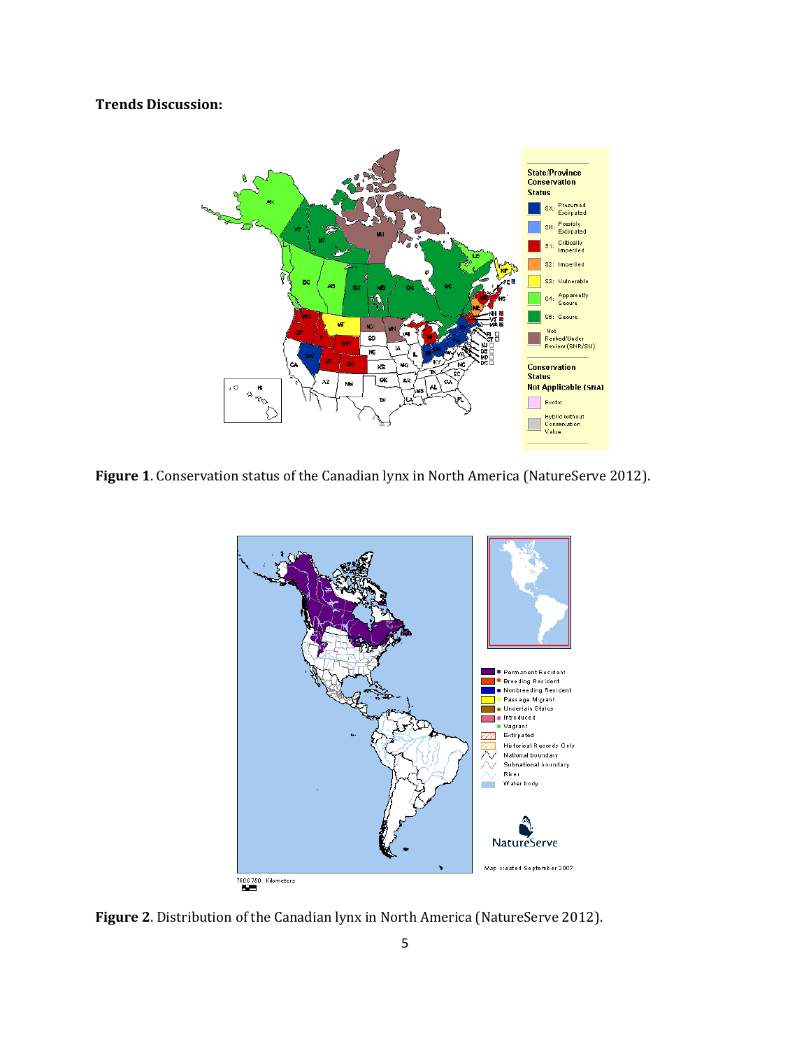**Trends Discussion:**

**Figure 1**. Conservation status of the Canadian lynx in North America (NatureServe 2012).

**Figure 2**. Distribution of the Canadian lynx in North America (NatureServe 2012).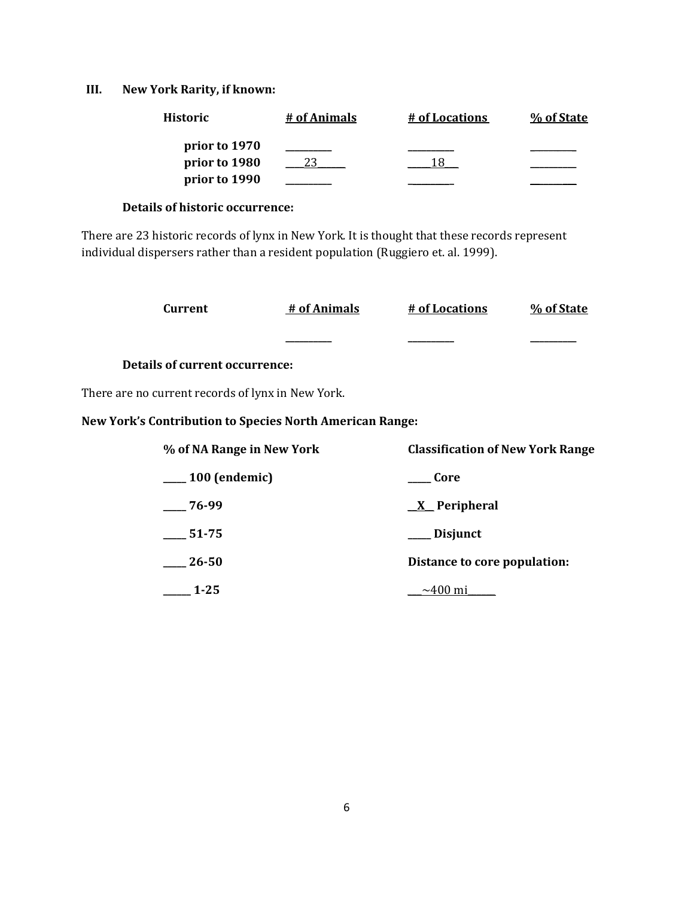## III. New York Rarity, if known:

| Historic | # of Animals | # of Locations | % of State |
| --- | --- | --- | --- |
| prior to 1970 | ________ | ________ | ________ |
| prior to 1980 | 23 | 18 | ________ |
| prior to 1990 | ________ | ________ | ________ |

**Details of historic occurrence:**

There are 23 historic records of lynx in New York. It is thought that these records represent individual dispersers rather than a resident population (Ruggiero et. al. 1999).

| Current | # of Animals | # of Locations | % of State |
| --- | --- | --- | --- |
| | ________ | ________ | ________ |

**Details of current occurrence:**

There are no current records of lynx in New York.

**New York's Contribution to Species North American Range:**

| % of NA Range in New York | Classification of New York Range |
| --- | --- |
| ____ 100 (endemic) | ____ Core |
| ____ 76-99 | _X_ Peripheral |
| ____ 51-75 | ____ Disjunct |
| ____ 26-50 | **Distance to core population:** |
| ____ 1-25 | ~400 mi |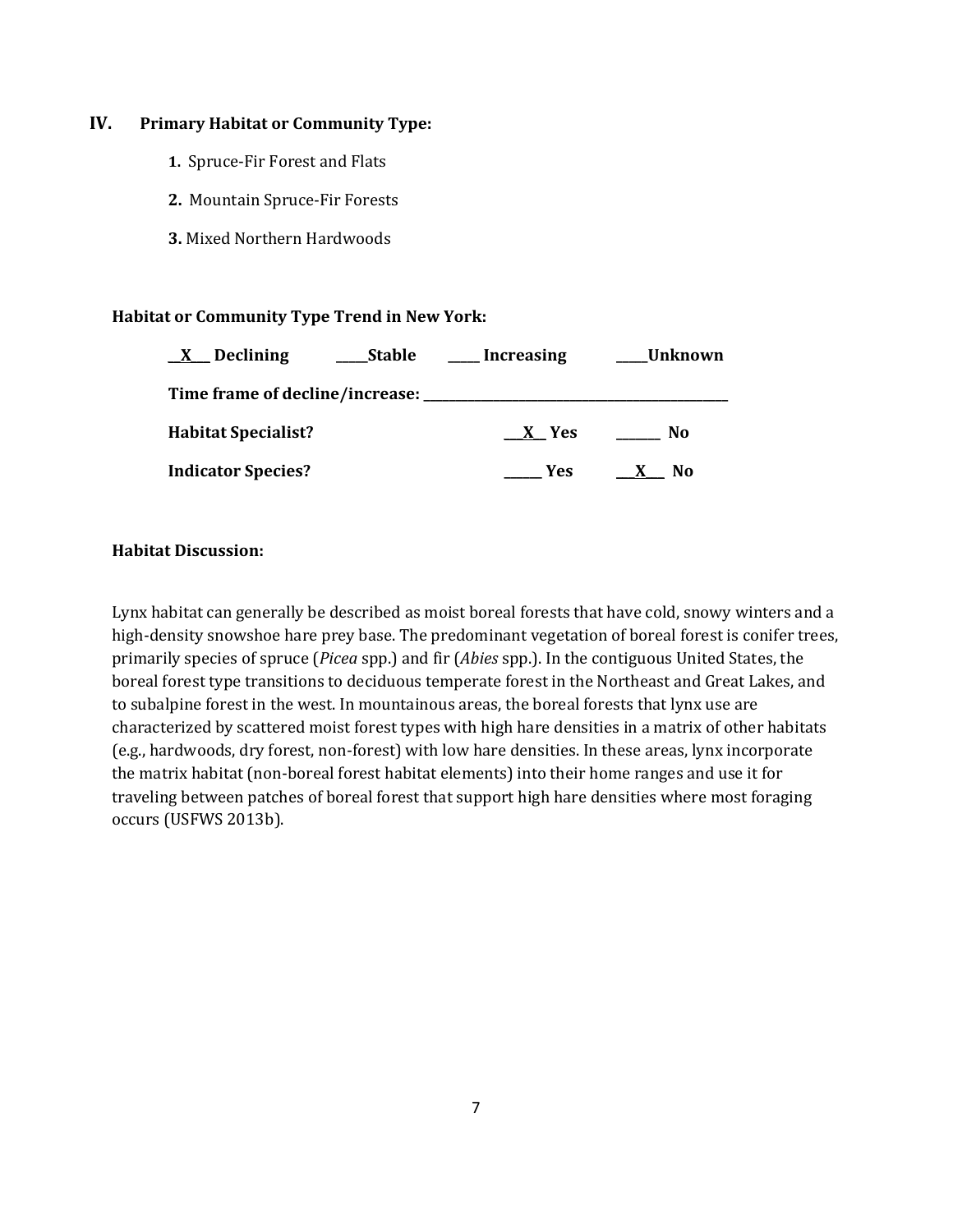## IV. Primary Habitat or Community Type:

**1.** Spruce-Fir Forest and Flats

**2.** Mountain Spruce-Fir Forests

**3.** Mixed Northern Hardwoods

**Habitat or Community Type Trend in New York:**

**\_\_X\_\_ Declining \_\_\_\_\_Stable \_\_\_\_\_ Increasing \_\_\_\_\_Unknown**

**Time frame of decline/increase: \_\_\_\_\_\_\_\_\_\_\_\_\_\_\_\_\_\_\_\_\_\_\_\_\_\_\_\_\_\_\_\_\_\_\_\_\_\_\_\_\_\_\_\_\_\_\_\_**

**Habitat Specialist? \_\_\_X\_\_ Yes \_\_\_\_\_\_\_ No**

**Indicator Species? \_\_\_\_\_\_ Yes \_\_\_X\_\_\_ No**

**Habitat Discussion:**

Lynx habitat can generally be described as moist boreal forests that have cold, snowy winters and a high-density snowshoe hare prey base. The predominant vegetation of boreal forest is conifer trees, primarily species of spruce (*Picea* spp.) and fir (*Abies* spp.). In the contiguous United States, the boreal forest type transitions to deciduous temperate forest in the Northeast and Great Lakes, and to subalpine forest in the west. In mountainous areas, the boreal forests that lynx use are characterized by scattered moist forest types with high hare densities in a matrix of other habitats (e.g., hardwoods, dry forest, non-forest) with low hare densities. In these areas, lynx incorporate the matrix habitat (non-boreal forest habitat elements) into their home ranges and use it for traveling between patches of boreal forest that support high hare densities where most foraging occurs (USFWS 2013b).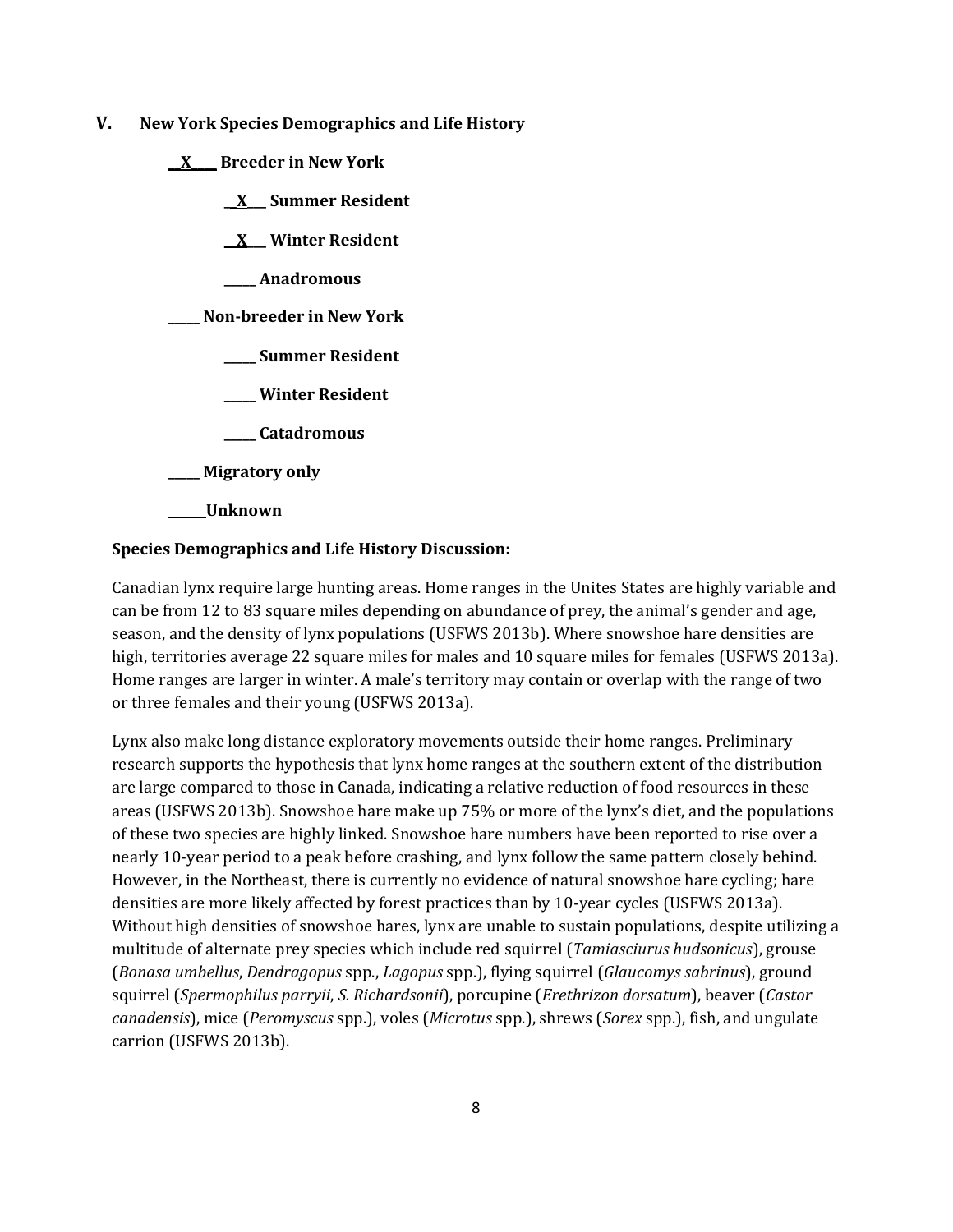## V. New York Species Demographics and Life History

**__X____ Breeder in New York**

**_X___ Summer Resident**

**__X___ Winter Resident**

**_____ Anadromous**

**_____ Non-breeder in New York**

**_____ Summer Resident**

**_____ Winter Resident**

**_____ Catadromous**

**_____ Migratory only**

**______Unknown**

**Species Demographics and Life History Discussion:**

Canadian lynx require large hunting areas. Home ranges in the Unites States are highly variable and can be from 12 to 83 square miles depending on abundance of prey, the animal's gender and age, season, and the density of lynx populations (USFWS 2013b). Where snowshoe hare densities are high, territories average 22 square miles for males and 10 square miles for females (USFWS 2013a). Home ranges are larger in winter. A male's territory may contain or overlap with the range of two or three females and their young (USFWS 2013a).

Lynx also make long distance exploratory movements outside their home ranges. Preliminary research supports the hypothesis that lynx home ranges at the southern extent of the distribution are large compared to those in Canada, indicating a relative reduction of food resources in these areas (USFWS 2013b). Snowshoe hare make up 75% or more of the lynx's diet, and the populations of these two species are highly linked. Snowshoe hare numbers have been reported to rise over a nearly 10-year period to a peak before crashing, and lynx follow the same pattern closely behind. However, in the Northeast, there is currently no evidence of natural snowshoe hare cycling; hare densities are more likely affected by forest practices than by 10-year cycles (USFWS 2013a). Without high densities of snowshoe hares, lynx are unable to sustain populations, despite utilizing a multitude of alternate prey species which include red squirrel (*Tamiasciurus hudsonicus*), grouse (*Bonasa umbellus*, *Dendragopus* spp., *Lagopus* spp.), flying squirrel (*Glaucomys sabrinus*), ground squirrel (*Spermophilus parryii*, *S. Richardsonii*), porcupine (*Erethrizon dorsatum*), beaver (*Castor canadensis*), mice (*Peromyscus* spp.), voles (*Microtus* spp.), shrews (*Sorex* spp.), fish, and ungulate carrion (USFWS 2013b).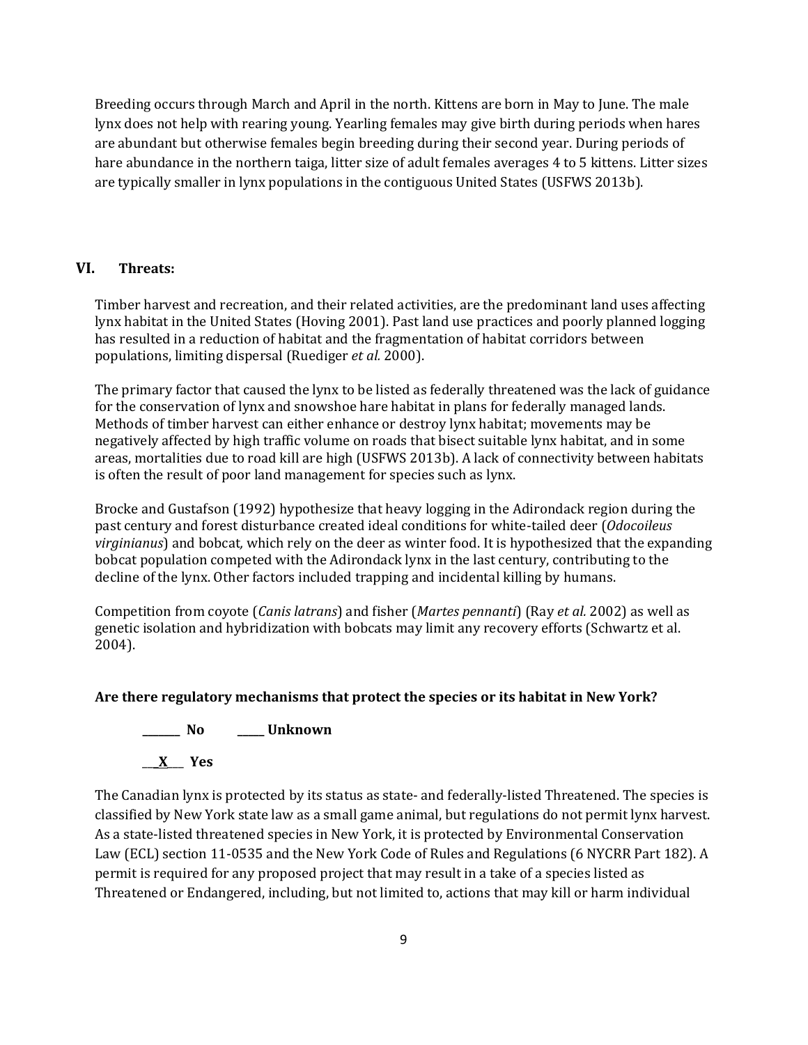Breeding occurs through March and April in the north. Kittens are born in May to June. The male lynx does not help with rearing young. Yearling females may give birth during periods when hares are abundant but otherwise females begin breeding during their second year. During periods of hare abundance in the northern taiga, litter size of adult females averages 4 to 5 kittens. Litter sizes are typically smaller in lynx populations in the contiguous United States (USFWS 2013b).

## VI. Threats:

Timber harvest and recreation, and their related activities, are the predominant land uses affecting lynx habitat in the United States (Hoving 2001). Past land use practices and poorly planned logging has resulted in a reduction of habitat and the fragmentation of habitat corridors between populations, limiting dispersal (Ruediger *et al.* 2000).

The primary factor that caused the lynx to be listed as federally threatened was the lack of guidance for the conservation of lynx and snowshoe hare habitat in plans for federally managed lands. Methods of timber harvest can either enhance or destroy lynx habitat; movements may be negatively affected by high traffic volume on roads that bisect suitable lynx habitat, and in some areas, mortalities due to road kill are high (USFWS 2013b). A lack of connectivity between habitats is often the result of poor land management for species such as lynx.

Brocke and Gustafson (1992) hypothesize that heavy logging in the Adirondack region during the past century and forest disturbance created ideal conditions for white-tailed deer (*Odocoileus virginianus*) and bobcat, which rely on the deer as winter food. It is hypothesized that the expanding bobcat population competed with the Adirondack lynx in the last century, contributing to the decline of the lynx. Other factors included trapping and incidental killing by humans.

Competition from coyote (*Canis latrans*) and fisher (*Martes pennanti*) (Ray *et al.* 2002) as well as genetic isolation and hybridization with bobcats may limit any recovery efforts (Schwartz et al. 2004).

**Are there regulatory mechanisms that protect the species or its habitat in New York?**

**_______ No  _____ Unknown**

**___X___ Yes**

The Canadian lynx is protected by its status as state- and federally-listed Threatened. The species is classified by New York state law as a small game animal, but regulations do not permit lynx harvest. As a state-listed threatened species in New York, it is protected by Environmental Conservation Law (ECL) section 11-0535 and the New York Code of Rules and Regulations (6 NYCRR Part 182). A permit is required for any proposed project that may result in a take of a species listed as Threatened or Endangered, including, but not limited to, actions that may kill or harm individual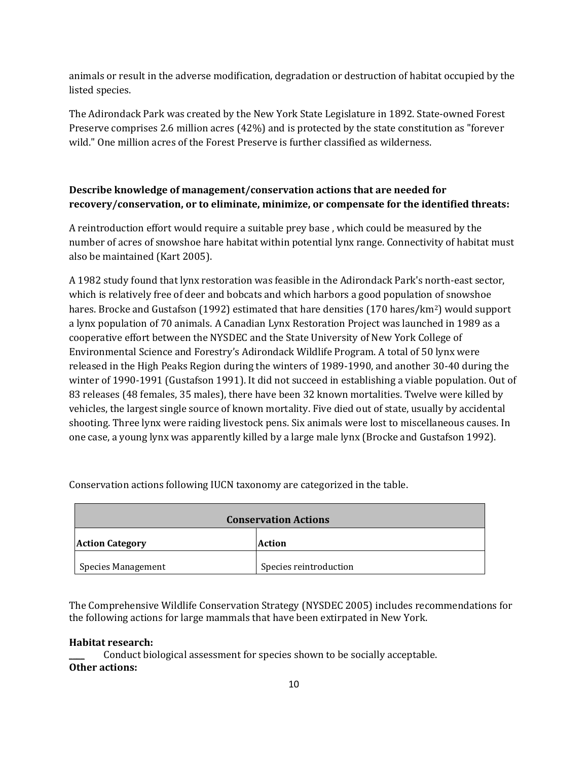animals or result in the adverse modification, degradation or destruction of habitat occupied by the listed species.

The Adirondack Park was created by the New York State Legislature in 1892. State-owned Forest Preserve comprises 2.6 million acres (42%) and is protected by the state constitution as "forever wild." One million acres of the Forest Preserve is further classified as wilderness.

**Describe knowledge of management/conservation actions that are needed for recovery/conservation, or to eliminate, minimize, or compensate for the identified threats:**

A reintroduction effort would require a suitable prey base , which could be measured by the number of acres of snowshoe hare habitat within potential lynx range. Connectivity of habitat must also be maintained (Kart 2005).

A 1982 study found that lynx restoration was feasible in the Adirondack Park's north-east sector, which is relatively free of deer and bobcats and which harbors a good population of snowshoe hares. Brocke and Gustafson (1992) estimated that hare densities (170 hares/km$^2$) would support a lynx population of 70 animals. A Canadian Lynx Restoration Project was launched in 1989 as a cooperative effort between the NYSDEC and the State University of New York College of Environmental Science and Forestry's Adirondack Wildlife Program. A total of 50 lynx were released in the High Peaks Region during the winters of 1989-1990, and another 30-40 during the winter of 1990-1991 (Gustafson 1991). It did not succeed in establishing a viable population. Out of 83 releases (48 females, 35 males), there have been 32 known mortalities. Twelve were killed by vehicles, the largest single source of known mortality. Five died out of state, usually by accidental shooting. Three lynx were raiding livestock pens. Six animals were lost to miscellaneous causes. In one case, a young lynx was apparently killed by a large male lynx (Brocke and Gustafson 1992).

Conservation actions following IUCN taxonomy are categorized in the table.

| **Conservation Actions** | |
|---|---|
| **Action Category** | **Action** |
| Species Management | Species reintroduction |

The Comprehensive Wildlife Conservation Strategy (NYSDEC 2005) includes recommendations for the following actions for large mammals that have been extirpated in New York.

**Habitat research:**

____ Conduct biological assessment for species shown to be socially acceptable.

**Other actions:**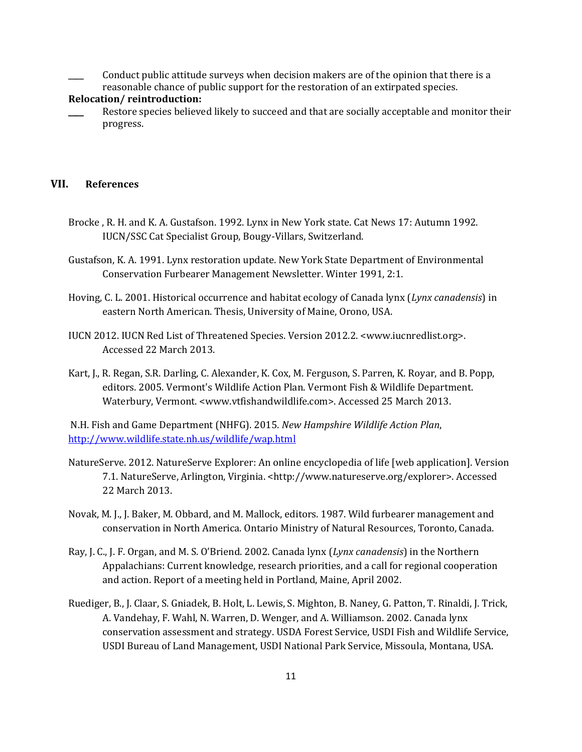____ Conduct public attitude surveys when decision makers are of the opinion that there is a reasonable chance of public support for the restoration of an extirpated species.

**Relocation/ reintroduction:**

____ Restore species believed likely to succeed and that are socially acceptable and monitor their progress.

## VII. References

Brocke , R. H. and K. A. Gustafson. 1992. Lynx in New York state. Cat News 17: Autumn 1992. IUCN/SSC Cat Specialist Group, Bougy-Villars, Switzerland.

Gustafson, K. A. 1991. Lynx restoration update. New York State Department of Environmental Conservation Furbearer Management Newsletter. Winter 1991, 2:1.

Hoving, C. L. 2001. Historical occurrence and habitat ecology of Canada lynx (*Lynx canadensis*) in eastern North American. Thesis, University of Maine, Orono, USA.

IUCN 2012. IUCN Red List of Threatened Species. Version 2012.2. <www.iucnredlist.org>. Accessed 22 March 2013.

Kart, J., R. Regan, S.R. Darling, C. Alexander, K. Cox, M. Ferguson, S. Parren, K. Royar, and B. Popp, editors. 2005. Vermont's Wildlife Action Plan. Vermont Fish & Wildlife Department. Waterbury, Vermont. <www.vtfishandwildlife.com>. Accessed 25 March 2013.

N.H. Fish and Game Department (NHFG). 2015. *New Hampshire Wildlife Action Plan*, http://www.wildlife.state.nh.us/wildlife/wap.html

NatureServe. 2012. NatureServe Explorer: An online encyclopedia of life [web application]. Version 7.1. NatureServe, Arlington, Virginia. <http://www.natureserve.org/explorer>. Accessed 22 March 2013.

Novak, M. J., J. Baker, M. Obbard, and M. Mallock, editors. 1987. Wild furbearer management and conservation in North America. Ontario Ministry of Natural Resources, Toronto, Canada.

Ray, J. C., J. F. Organ, and M. S. O'Briend. 2002. Canada lynx (*Lynx canadensis*) in the Northern Appalachians: Current knowledge, research priorities, and a call for regional cooperation and action. Report of a meeting held in Portland, Maine, April 2002.

Ruediger, B., J. Claar, S. Gniadek, B. Holt, L. Lewis, S. Mighton, B. Naney, G. Patton, T. Rinaldi, J. Trick, A. Vandehay, F. Wahl, N. Warren, D. Wenger, and A. Williamson. 2002. Canada lynx conservation assessment and strategy. USDA Forest Service, USDI Fish and Wildlife Service, USDI Bureau of Land Management, USDI National Park Service, Missoula, Montana, USA.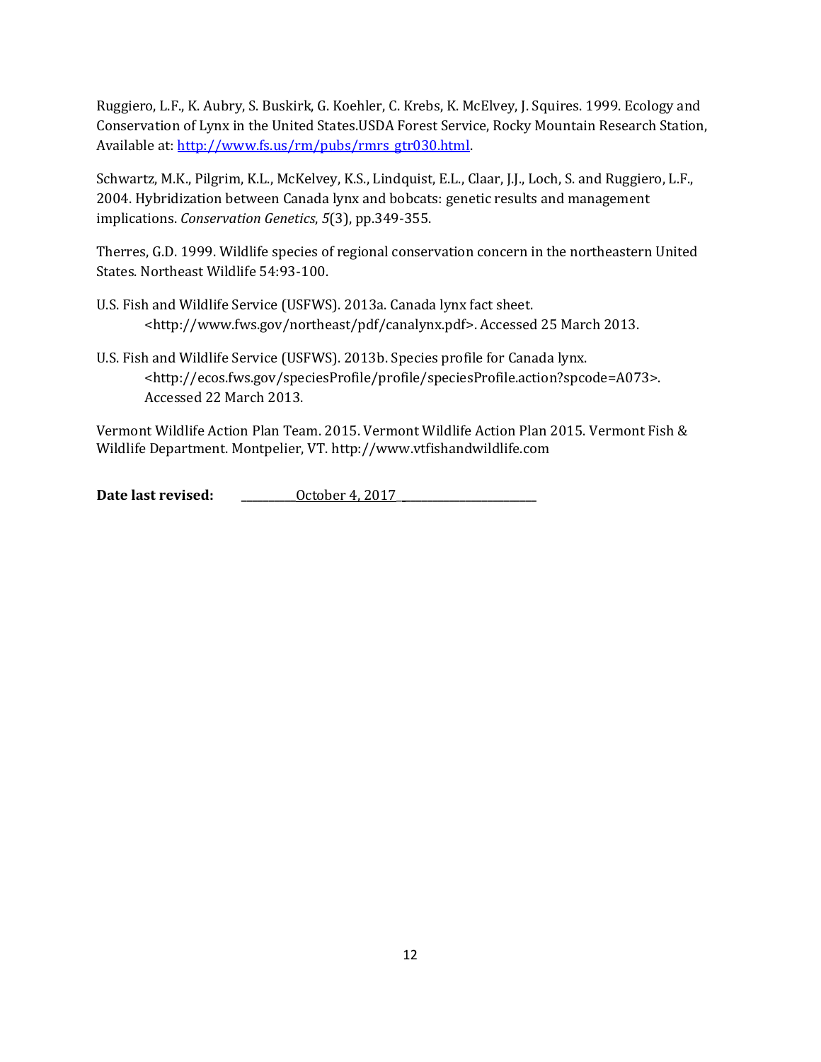Ruggiero, L.F., K. Aubry, S. Buskirk, G. Koehler, C. Krebs, K. McElvey, J. Squires. 1999. Ecology and Conservation of Lynx in the United States.USDA Forest Service, Rocky Mountain Research Station, Available at: [http://www.fs.us/rm/pubs/rmrs_gtr030.html](http://www.fs.us/rm/pubs/rmrs_gtr030.html).

Schwartz, M.K., Pilgrim, K.L., McKelvey, K.S., Lindquist, E.L., Claar, J.J., Loch, S. and Ruggiero, L.F., 2004. Hybridization between Canada lynx and bobcats: genetic results and management implications. *Conservation Genetics*, *5*(3), pp.349-355.

Therres, G.D. 1999. Wildlife species of regional conservation concern in the northeastern United States. Northeast Wildlife 54:93-100.

U.S. Fish and Wildlife Service (USFWS). 2013a. Canada lynx fact sheet. <http://www.fws.gov/northeast/pdf/canalynx.pdf>. Accessed 25 March 2013.

U.S. Fish and Wildlife Service (USFWS). 2013b. Species profile for Canada lynx. <http://ecos.fws.gov/speciesProfile/profile/speciesProfile.action?spcode=A073>. Accessed 22 March 2013.

Vermont Wildlife Action Plan Team. 2015. Vermont Wildlife Action Plan 2015. Vermont Fish & Wildlife Department. Montpelier, VT. http://www.vtfishandwildlife.com

**Date last revised:** __________October 4, 2017__________________________